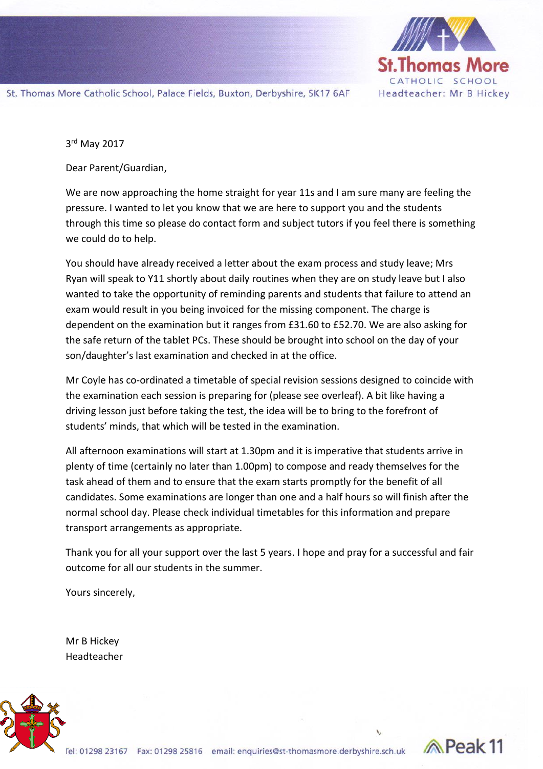St. Thomas More Catholic School, Palace Fields, Buxton, Derbyshire, SK17 6AF

St.Thomas More
CATHOLIC SCHOOL
Headteacher: Mr B Hickey

3rd May 2017

Dear Parent/Guardian,

We are now approaching the home straight for year 11s and I am sure many are feeling the pressure. I wanted to let you know that we are here to support you and the students through this time so please do contact form and subject tutors if you feel there is something we could do to help.

You should have already received a letter about the exam process and study leave; Mrs Ryan will speak to Y11 shortly about daily routines when they are on study leave but I also wanted to take the opportunity of reminding parents and students that failure to attend an exam would result in you being invoiced for the missing component. The charge is dependent on the examination but it ranges from £31.60 to £52.70. We are also asking for the safe return of the tablet PCs. These should be brought into school on the day of your son/daughter's last examination and checked in at the office.

Mr Coyle has co-ordinated a timetable of special revision sessions designed to coincide with the examination each session is preparing for (please see overleaf). A bit like having a driving lesson just before taking the test, the idea will be to bring to the forefront of students' minds, that which will be tested in the examination.

All afternoon examinations will start at 1.30pm and it is imperative that students arrive in plenty of time (certainly no later than 1.00pm) to compose and ready themselves for the task ahead of them and to ensure that the exam starts promptly for the benefit of all candidates. Some examinations are longer than one and a half hours so will finish after the normal school day. Please check individual timetables for this information and prepare transport arrangements as appropriate.

Thank you for all your support over the last 5 years. I hope and pray for a successful and fair outcome for all our students in the summer.

Yours sincerely,

Mr B Hickey
Headteacher

Tel: 01298 23167 Fax: 01298 25816 email: enquiries@st-thomasmore.derbyshire.sch.uk

Peak 11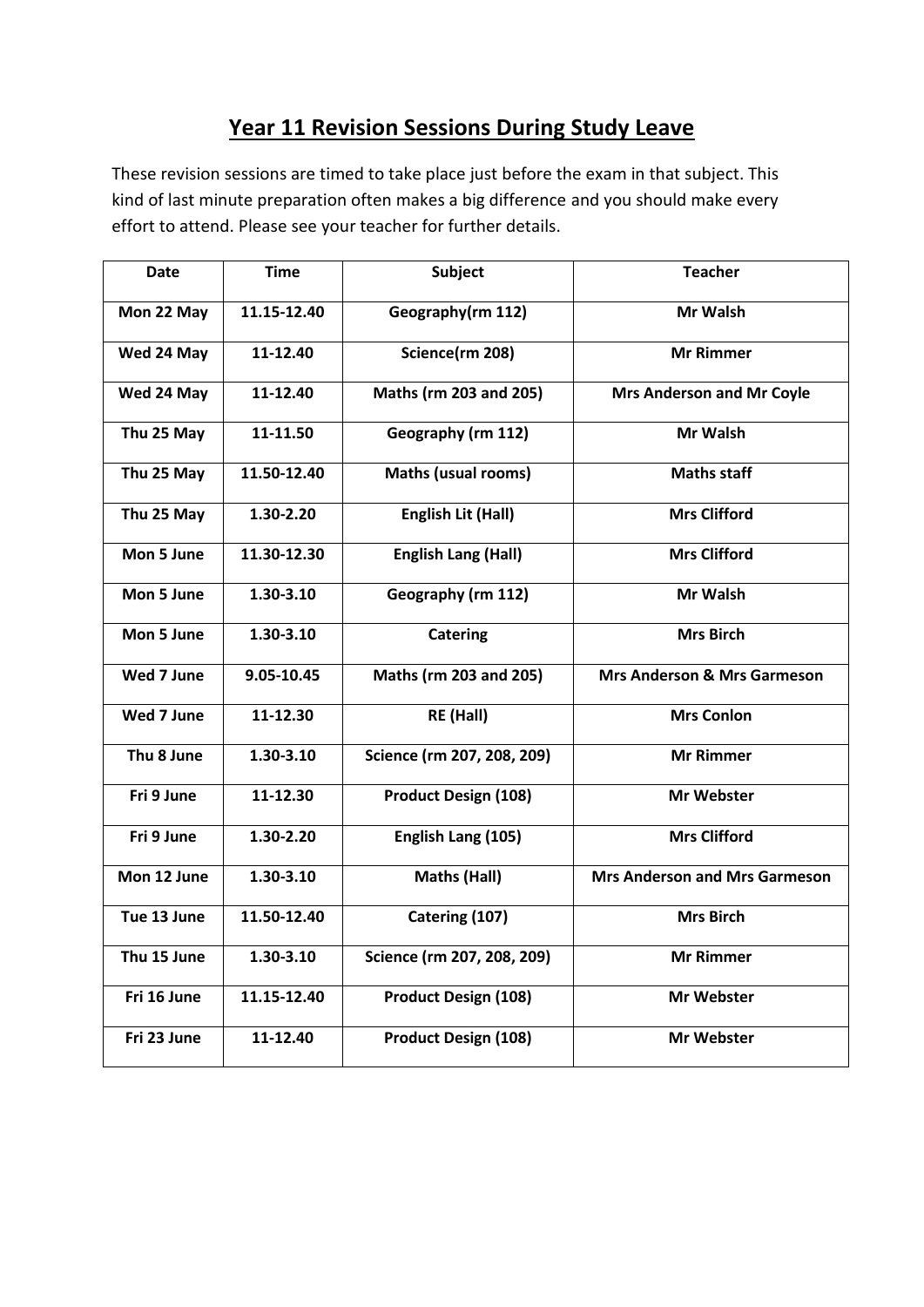# Year 11 Revision Sessions During Study Leave

These revision sessions are timed to take place just before the exam in that subject. This kind of last minute preparation often makes a big difference and you should make every effort to attend. Please see your teacher for further details.

| Date | Time | Subject | Teacher |
|---|---|---|---|
| Mon 22 May | 11.15-12.40 | Geography(rm 112) | Mr Walsh |
| Wed 24 May | 11-12.40 | Science(rm 208) | Mr Rimmer |
| Wed 24 May | 11-12.40 | Maths (rm 203 and 205) | Mrs Anderson and Mr Coyle |
| Thu 25 May | 11-11.50 | Geography (rm 112) | Mr Walsh |
| Thu 25 May | 11.50-12.40 | Maths (usual rooms) | Maths staff |
| Thu 25 May | 1.30-2.20 | English Lit (Hall) | Mrs Clifford |
| Mon 5 June | 11.30-12.30 | English Lang (Hall) | Mrs Clifford |
| Mon 5 June | 1.30-3.10 | Geography (rm 112) | Mr Walsh |
| Mon 5 June | 1.30-3.10 | Catering | Mrs Birch |
| Wed 7 June | 9.05-10.45 | Maths (rm 203 and 205) | Mrs Anderson & Mrs Garmeson |
| Wed 7 June | 11-12.30 | RE (Hall) | Mrs Conlon |
| Thu 8 June | 1.30-3.10 | Science (rm 207, 208, 209) | Mr Rimmer |
| Fri 9 June | 11-12.30 | Product Design (108) | Mr Webster |
| Fri 9 June | 1.30-2.20 | English Lang (105) | Mrs Clifford |
| Mon 12 June | 1.30-3.10 | Maths (Hall) | Mrs Anderson and Mrs Garmeson |
| Tue 13 June | 11.50-12.40 | Catering (107) | Mrs Birch |
| Thu 15 June | 1.30-3.10 | Science (rm 207, 208, 209) | Mr Rimmer |
| Fri 16 June | 11.15-12.40 | Product Design (108) | Mr Webster |
| Fri 23 June | 11-12.40 | Product Design (108) | Mr Webster |